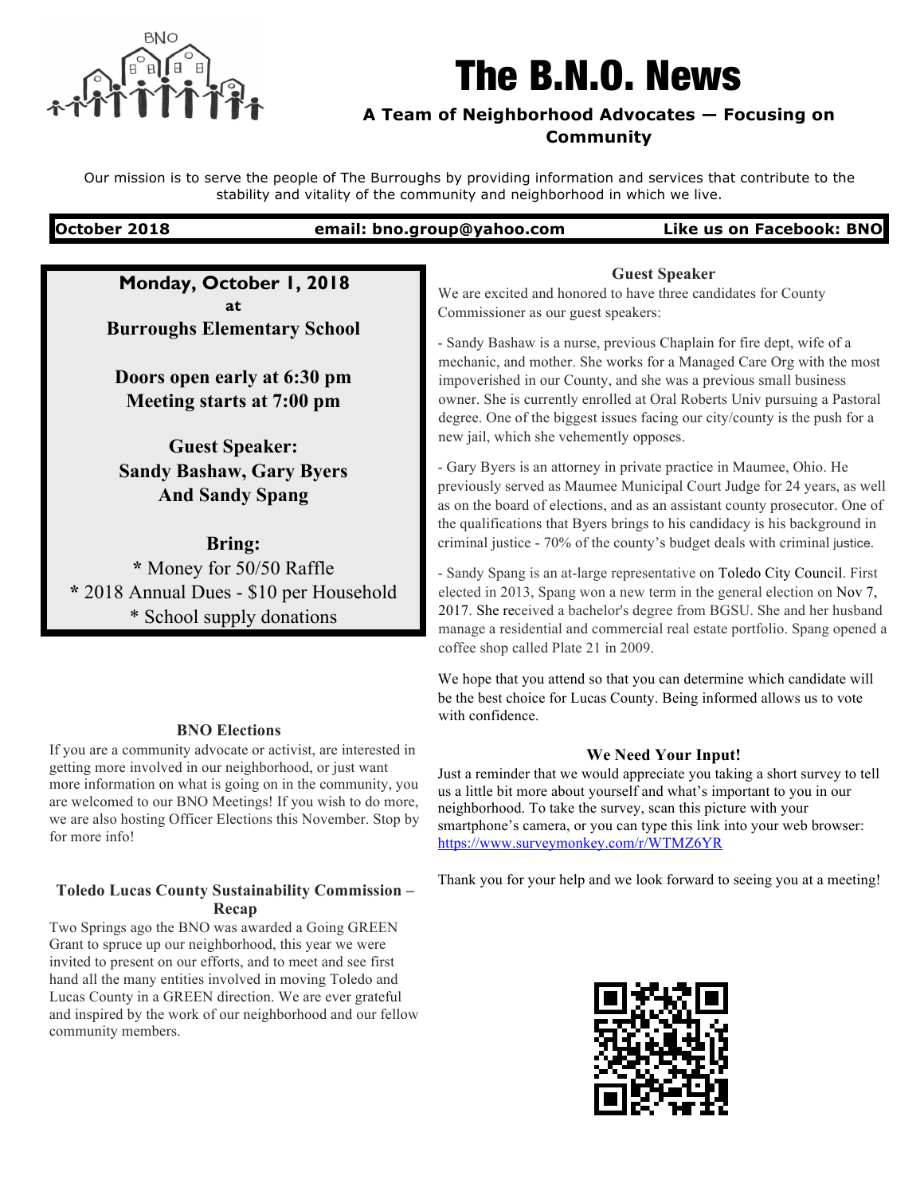# The B.N.O. News

### A Team of Neighborhood Advocates — Focusing on Community

Our mission is to serve the people of The Burroughs by providing information and services that contribute to the stability and vitality of the community and neighborhood in which we live.

**October 2018** | **email: bno.group@yahoo.com** | **Like us on Facebook: BNO**

**Monday, October 1, 2018**
**at**
**Burroughs Elementary School**

**Doors open early at 6:30 pm**
**Meeting starts at 7:00 pm**

**Guest Speaker:**
**Sandy Bashaw, Gary Byers**
**And Sandy Spang**

**Bring:**
* Money for 50/50 Raffle
* 2018 Annual Dues - $10 per Household
* School supply donations

### Guest Speaker

We are excited and honored to have three candidates for County Commissioner as our guest speakers:

- Sandy Bashaw is a nurse, previous Chaplain for fire dept, wife of a mechanic, and mother. She works for a Managed Care Org with the most impoverished in our County, and she was a previous small business owner. She is currently enrolled at Oral Roberts Univ pursuing a Pastoral degree. One of the biggest issues facing our city/county is the push for a new jail, which she vehemently opposes.

- Gary Byers is an attorney in private practice in Maumee, Ohio. He previously served as Maumee Municipal Court Judge for 24 years, as well as on the board of elections, and as an assistant county prosecutor. One of the qualifications that Byers brings to his candidacy is his background in criminal justice - 70% of the county's budget deals with criminal justice.

- Sandy Spang is an at-large representative on Toledo City Council. First elected in 2013, Spang won a new term in the general election on Nov 7, 2017. She received a bachelor's degree from BGSU. She and her husband manage a residential and commercial real estate portfolio. Spang opened a coffee shop called Plate 21 in 2009.

We hope that you attend so that you can determine which candidate will be the best choice for Lucas County. Being informed allows us to vote with confidence.

### BNO Elections

If you are a community advocate or activist, are interested in getting more involved in our neighborhood, or just want more information on what is going on in the community, you are welcomed to our BNO Meetings! If you wish to do more, we are also hosting Officer Elections this November. Stop by for more info!

### Toledo Lucas County Sustainability Commission – Recap

Two Springs ago the BNO was awarded a Going GREEN Grant to spruce up our neighborhood, this year we were invited to present on our efforts, and to meet and see first hand all the many entities involved in moving Toledo and Lucas County in a GREEN direction. We are ever grateful and inspired by the work of our neighborhood and our fellow community members.

### We Need Your Input!

Just a reminder that we would appreciate you taking a short survey to tell us a little bit more about yourself and what's important to you in our neighborhood. To take the survey, scan this picture with your smartphone's camera, or you can type this link into your web browser: https://www.surveymonkey.com/r/WTMZ6YR

Thank you for your help and we look forward to seeing you at a meeting!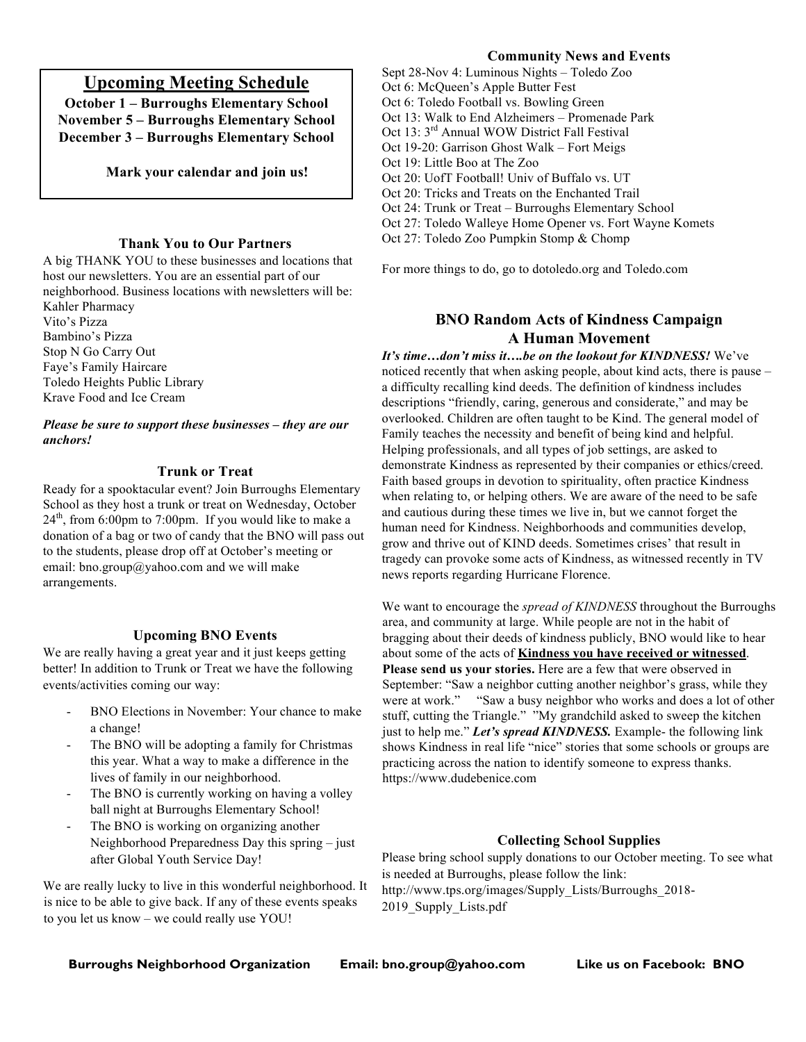## Upcoming Meeting Schedule

**October 1 – Burroughs Elementary School**
**November 5 – Burroughs Elementary School**
**December 3 – Burroughs Elementary School**

**Mark your calendar and join us!**

### Thank You to Our Partners

A big THANK YOU to these businesses and locations that host our newsletters. You are an essential part of our neighborhood. Business locations with newsletters will be:

Kahler Pharmacy
Vito's Pizza
Bambino's Pizza
Stop N Go Carry Out
Faye's Family Haircare
Toledo Heights Public Library
Krave Food and Ice Cream

***Please be sure to support these businesses – they are our anchors!***

### Trunk or Treat

Ready for a spooktacular event? Join Burroughs Elementary School as they host a trunk or treat on Wednesday, October 24th, from 6:00pm to 7:00pm. If you would like to make a donation of a bag or two of candy that the BNO will pass out to the students, please drop off at October's meeting or email: bno.group@yahoo.com and we will make arrangements.

### Upcoming BNO Events

We are really having a great year and it just keeps getting better! In addition to Trunk or Treat we have the following events/activities coming our way:

- BNO Elections in November: Your chance to make a change!
- The BNO will be adopting a family for Christmas this year. What a way to make a difference in the lives of family in our neighborhood.
- The BNO is currently working on having a volley ball night at Burroughs Elementary School!
- The BNO is working on organizing another Neighborhood Preparedness Day this spring – just after Global Youth Service Day!

We are really lucky to live in this wonderful neighborhood. It is nice to be able to give back. If any of these events speaks to you let us know – we could really use YOU!

### Community News and Events

Sept 28-Nov 4: Luminous Nights – Toledo Zoo
Oct 6: McQueen's Apple Butter Fest
Oct 6: Toledo Football vs. Bowling Green
Oct 13: Walk to End Alzheimers – Promenade Park
Oct 13: 3rd Annual WOW District Fall Festival
Oct 19-20: Garrison Ghost Walk – Fort Meigs
Oct 19: Little Boo at The Zoo
Oct 20: UofT Football! Univ of Buffalo vs. UT
Oct 20: Tricks and Treats on the Enchanted Trail
Oct 24: Trunk or Treat – Burroughs Elementary School
Oct 27: Toledo Walleye Home Opener vs. Fort Wayne Komets
Oct 27: Toledo Zoo Pumpkin Stomp & Chomp

For more things to do, go to dotoledo.org and Toledo.com

### BNO Random Acts of Kindness Campaign
### A Human Movement

***It's time…don't miss it….be on the lookout for KINDNESS!*** We've noticed recently that when asking people, about kind acts, there is pause – a difficulty recalling kind deeds. The definition of kindness includes descriptions "friendly, caring, generous and considerate," and may be overlooked. Children are often taught to be Kind. The general model of Family teaches the necessity and benefit of being kind and helpful. Helping professionals, and all types of job settings, are asked to demonstrate Kindness as represented by their companies or ethics/creed. Faith based groups in devotion to spirituality, often practice Kindness when relating to, or helping others. We are aware of the need to be safe and cautious during these times we live in, but we cannot forget the human need for Kindness. Neighborhoods and communities develop, grow and thrive out of KIND deeds. Sometimes crises' that result in tragedy can provoke some acts of Kindness, as witnessed recently in TV news reports regarding Hurricane Florence.

We want to encourage the *spread of KINDNESS* throughout the Burroughs area, and community at large. While people are not in the habit of bragging about their deeds of kindness publicly, BNO would like to hear about some of the acts of **Kindness you have received or witnessed**. **Please send us your stories.** Here are a few that were observed in September: "Saw a neighbor cutting another neighbor's grass, while they were at work." "Saw a busy neighbor who works and does a lot of other stuff, cutting the Triangle." "My grandchild asked to sweep the kitchen just to help me." ***Let's spread KINDNESS.*** Example- the following link shows Kindness in real life "nice" stories that some schools or groups are practicing across the nation to identify someone to express thanks. https://www.dudebenice.com

### Collecting School Supplies

Please bring school supply donations to our October meeting. To see what is needed at Burroughs, please follow the link: http://www.tps.org/images/Supply_Lists/Burroughs_2018-2019_Supply_Lists.pdf

**Burroughs Neighborhood Organization Email: bno.group@yahoo.com Like us on Facebook: BNO**